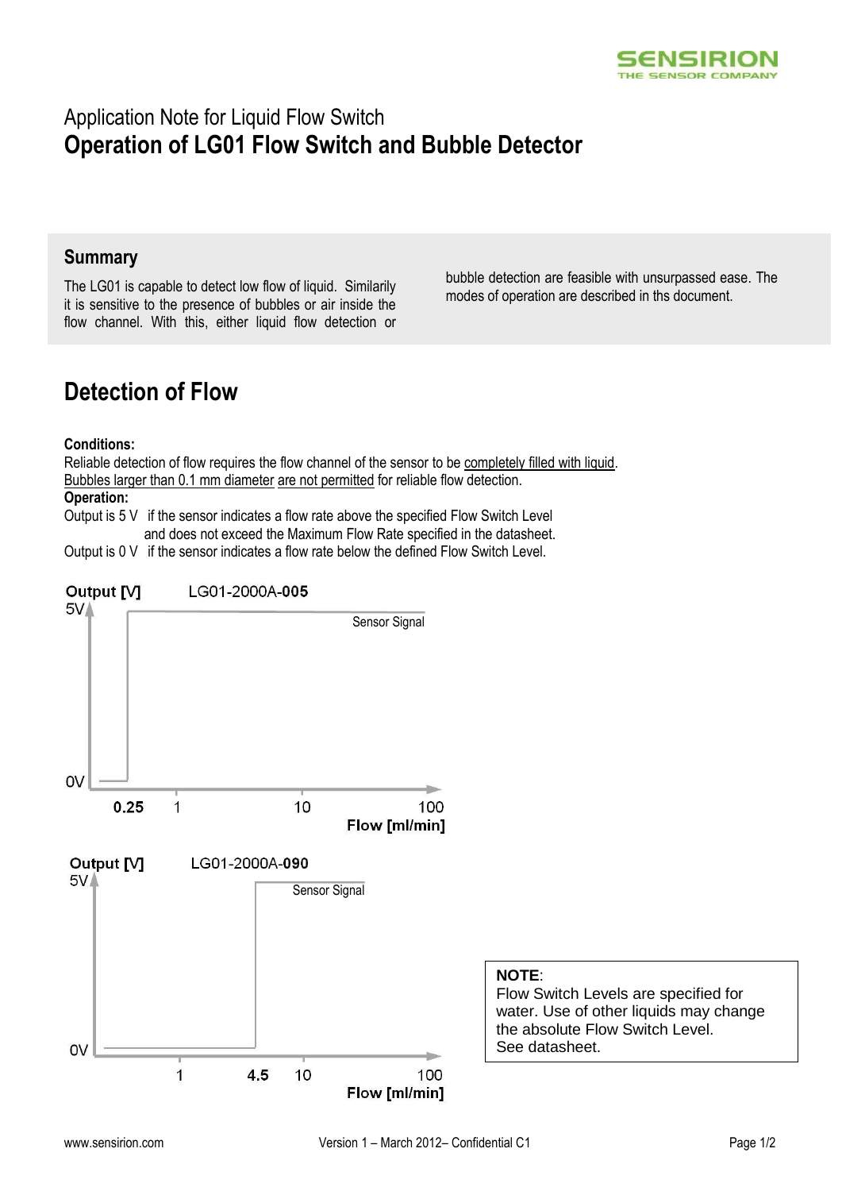Application Note for Liquid Flow Switch

# Operation of LG01 Flow Switch and Bubble Detector

## Summary

The LG01 is capable to detect low flow of liquid. Similarily it is sensitive to the presence of bubbles or air inside the flow channel. With this, either liquid flow detection or bubble detection are feasible with unsurpassed ease. The modes of operation are described in ths document.

# Detection of Flow

**Conditions:**
Reliable detection of flow requires the flow channel of the sensor to be completely filled with liquid.
Bubbles larger than 0.1 mm diameter are not permitted for reliable flow detection.
**Operation:**
Output is 5 V if the sensor indicates a flow rate above the specified Flow Switch Level and does not exceed the Maximum Flow Rate specified in the datasheet.
Output is 0 V if the sensor indicates a flow rate below the defined Flow Switch Level.

Output [V] LG01-2000A-**005**
5V
Sensor Signal
0V
**0.25** 1 10 100
**Flow [ml/min]**

Output [V] LG01-2000A-**090**
5V
Sensor Signal
0V
1 **4.5** 10 100
**Flow [ml/min]**

> **NOTE**:
> Flow Switch Levels are specified for water. Use of other liquids may change the absolute Flow Switch Level.
> See datasheet.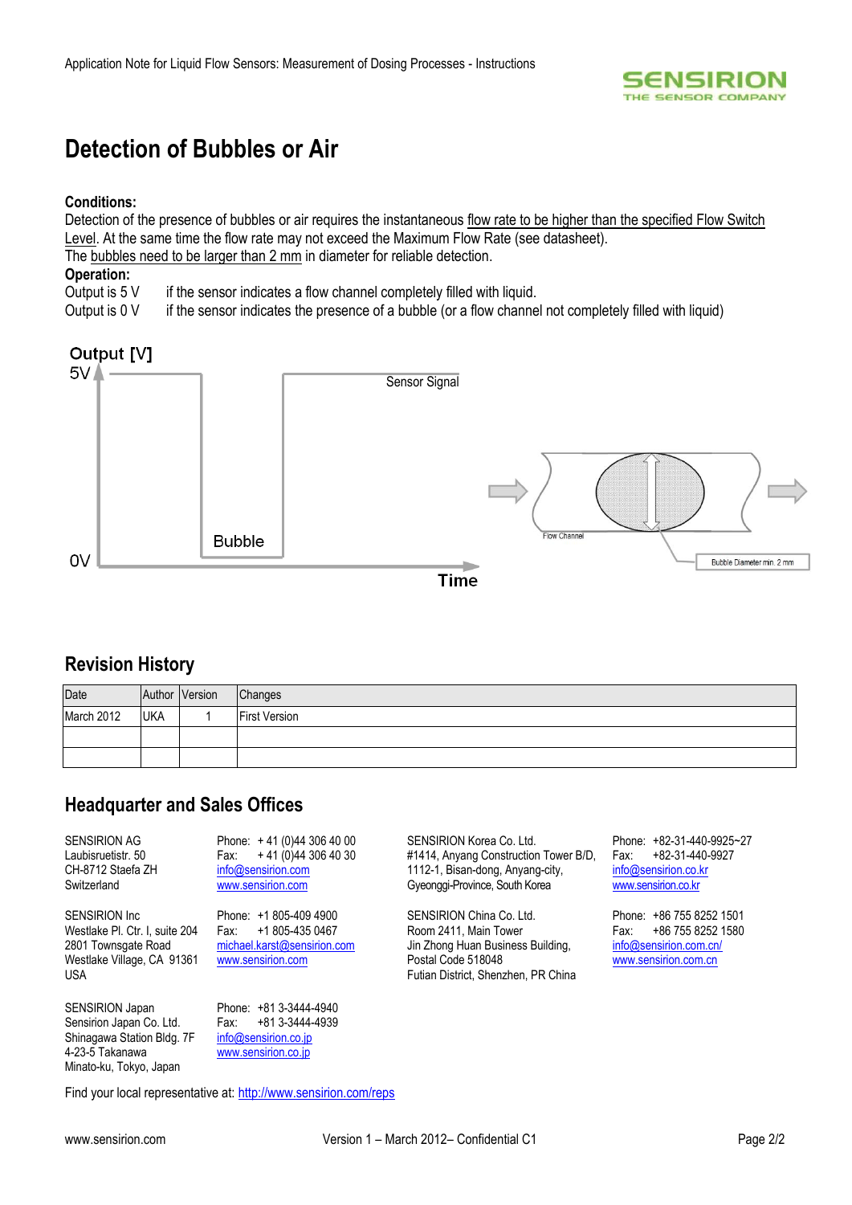# Detection of Bubbles or Air

**Conditions:**

Detection of the presence of bubbles or air requires the instantaneous flow rate to be higher than the specified Flow Switch Level. At the same time the flow rate may not exceed the Maximum Flow Rate (see datasheet).

The bubbles need to be larger than 2 mm in diameter for reliable detection.

**Operation:**

| | |
|---|---|
| Output is 5 V | if the sensor indicates a flow channel completely filled with liquid. |
| Output is 0 V | if the sensor indicates the presence of a bubble (or a flow channel not completely filled with liquid) |

Output [V]

5V

0V

Sensor Signal

Bubble

Time

Flow Channel

Bubble Diameter min. 2 mm

## Revision History

| Date | Author | Version | Changes |
|---|---|---|---|
| March 2012 | UKA | 1 | First Version |
| | | | |
| | | | |

## Headquarter and Sales Offices

SENSIRION AG
Laubisruetistr. 50
CH-8712 Staefa ZH
Switzerland

Phone: + 41 (0)44 306 40 00
Fax: + 41 (0)44 306 40 30
info@sensirion.com
www.sensirion.com

SENSIRION Inc
Westlake Pl. Ctr. I, suite 204
2801 Townsgate Road
Westlake Village, CA 91361
USA

Phone: +1 805-409 4900
Fax: +1 805-435 0467
michael.karst@sensirion.com
www.sensirion.com

SENSIRION Japan
Sensirion Japan Co. Ltd.
Shinagawa Station Bldg. 7F
4-23-5 Takanawa
Minato-ku, Tokyo, Japan

Phone: +81 3-3444-4940
Fax: +81 3-3444-4939
info@sensirion.co.jp
www.sensirion.co.jp

SENSIRION Korea Co. Ltd.
#1414, Anyang Construction Tower B/D,
1112-1, Bisan-dong, Anyang-city,
Gyeonggi-Province, South Korea

Phone: +82-31-440-9925~27
Fax: +82-31-440-9927
info@sensirion.co.kr
www.sensirion.co.kr

SENSIRION China Co. Ltd.
Room 2411, Main Tower
Jin Zhong Huan Business Building,
Postal Code 518048
Futian District, Shenzhen, PR China

Phone: +86 755 8252 1501
Fax: +86 755 8252 1580
info@sensirion.com.cn/
www.sensirion.com.cn

Find your local representative at: http://www.sensirion.com/reps